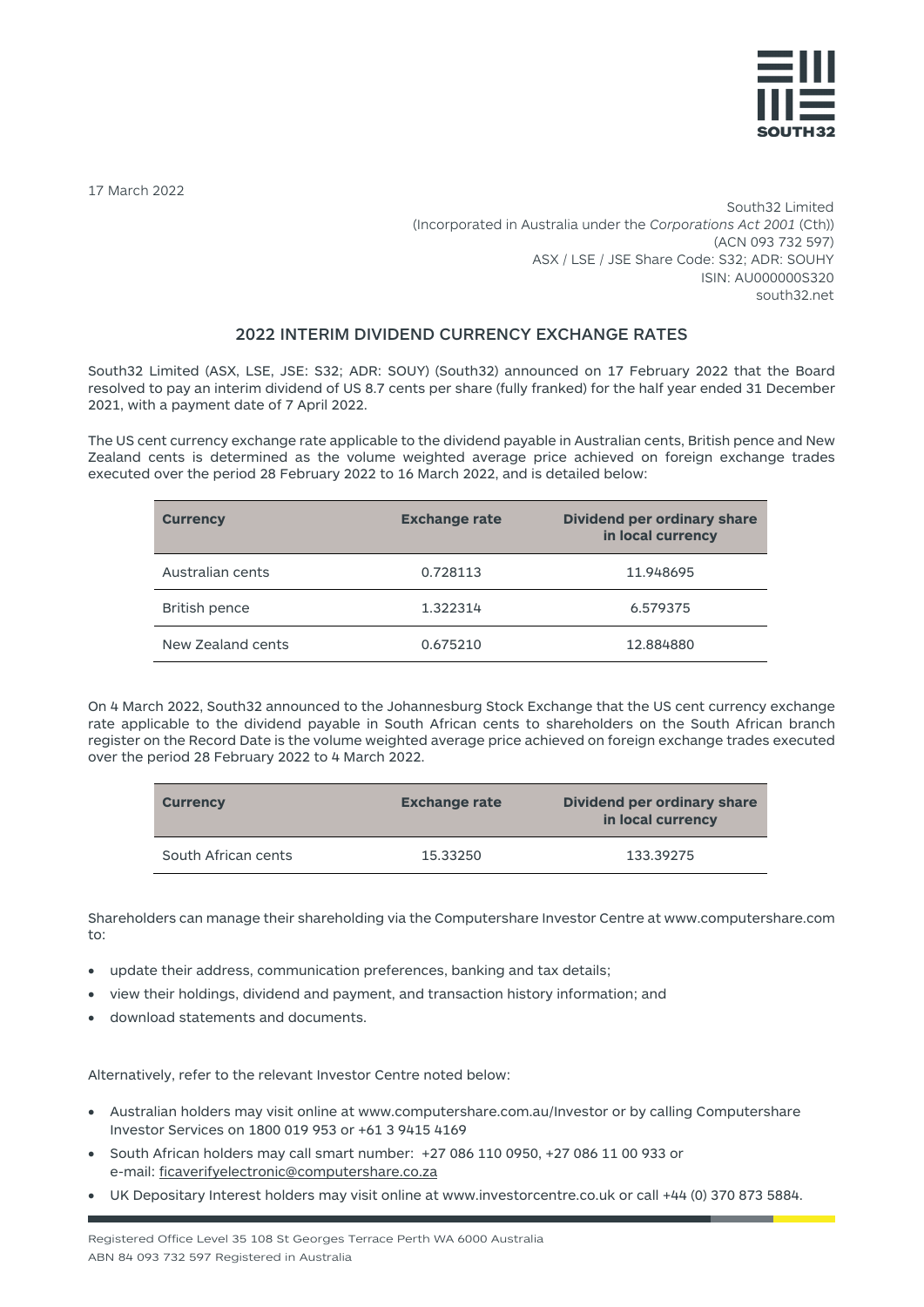SOUTH32

17 March 2022

South32 Limited
(Incorporated in Australia under the *Corporations Act 2001* (Cth))
(ACN 093 732 597)
ASX / LSE / JSE Share Code: S32; ADR: SOUHY
ISIN: AU000000S320
south32.net

## 2022 INTERIM DIVIDEND CURRENCY EXCHANGE RATES

South32 Limited (ASX, LSE, JSE: S32; ADR: SOUY) (South32) announced on 17 February 2022 that the Board resolved to pay an interim dividend of US 8.7 cents per share (fully franked) for the half year ended 31 December 2021, with a payment date of 7 April 2022.

The US cent currency exchange rate applicable to the dividend payable in Australian cents, British pence and New Zealand cents is determined as the volume weighted average price achieved on foreign exchange trades executed over the period 28 February 2022 to 16 March 2022, and is detailed below:

| Currency | Exchange rate | Dividend per ordinary share in local currency |
|---|---|---|
| Australian cents | 0.728113 | 11.948695 |
| British pence | 1.322314 | 6.579375 |
| New Zealand cents | 0.675210 | 12.884880 |

On 4 March 2022, South32 announced to the Johannesburg Stock Exchange that the US cent currency exchange rate applicable to the dividend payable in South African cents to shareholders on the South African branch register on the Record Date is the volume weighted average price achieved on foreign exchange trades executed over the period 28 February 2022 to 4 March 2022.

| Currency | Exchange rate | Dividend per ordinary share in local currency |
|---|---|---|
| South African cents | 15.33250 | 133.39275 |

Shareholders can manage their shareholding via the Computershare Investor Centre at www.computershare.com to:

- update their address, communication preferences, banking and tax details;
- view their holdings, dividend and payment, and transaction history information; and
- download statements and documents.

Alternatively, refer to the relevant Investor Centre noted below:

- Australian holders may visit online at www.computershare.com.au/Investor or by calling Computershare Investor Services on 1800 019 953 or +61 3 9415 4169
- South African holders may call smart number: +27 086 110 0950, +27 086 11 00 933 or e-mail: ficaverifyelectronic@computershare.co.za
- UK Depositary Interest holders may visit online at www.investorcentre.co.uk or call +44 (0) 370 873 5884.

Registered Office Level 35 108 St Georges Terrace Perth WA 6000 Australia
ABN 84 093 732 597 Registered in Australia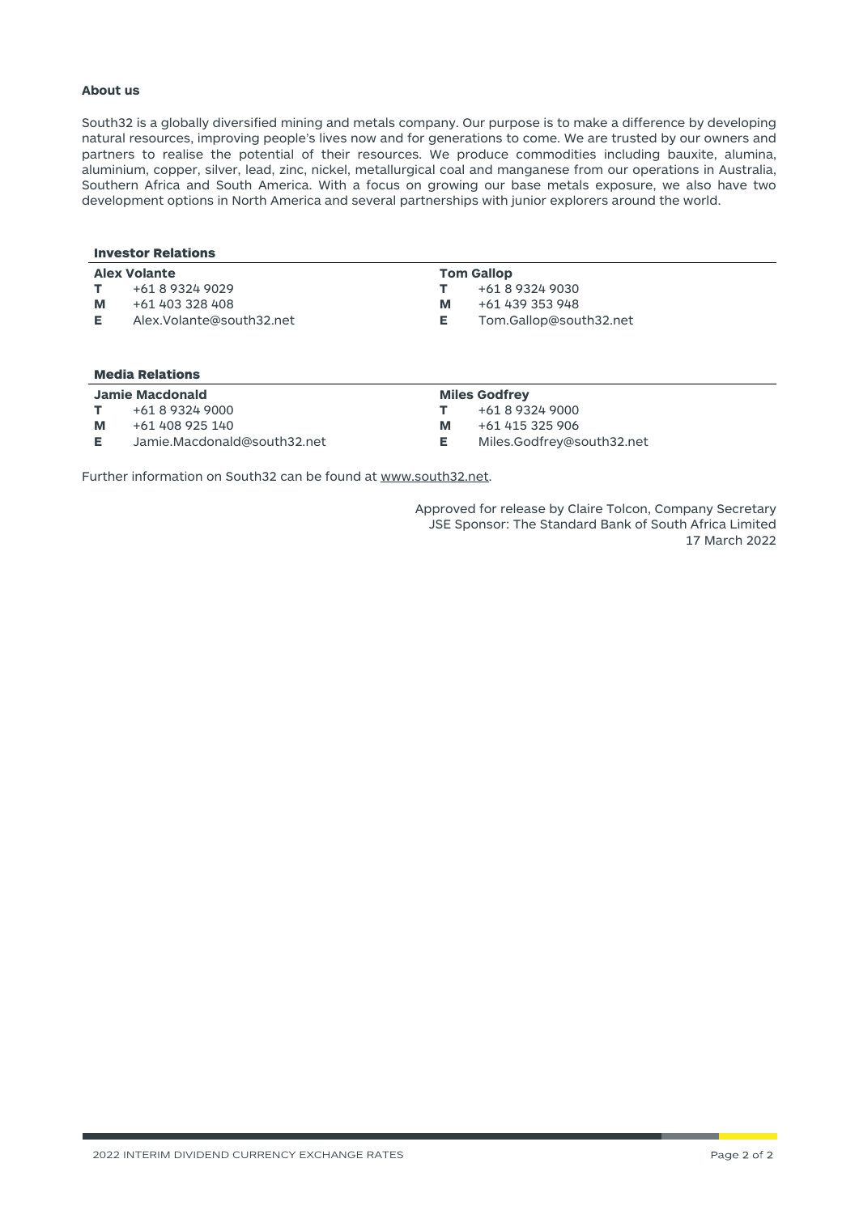**About us**

South32 is a globally diversified mining and metals company. Our purpose is to make a difference by developing natural resources, improving people's lives now and for generations to come. We are trusted by our owners and partners to realise the potential of their resources. We produce commodities including bauxite, alumina, aluminium, copper, silver, lead, zinc, nickel, metallurgical coal and manganese from our operations in Australia, Southern Africa and South America. With a focus on growing our base metals exposure, we also have two development options in North America and several partnerships with junior explorers around the world.

**Investor Relations**

**Alex Volante**
**T** +61 8 9324 9029
**M** +61 403 328 408
**E** Alex.Volante@south32.net

**Tom Gallop**
**T** +61 8 9324 9030
**M** +61 439 353 948
**E** Tom.Gallop@south32.net

**Media Relations**

**Jamie Macdonald**
**T** +61 8 9324 9000
**M** +61 408 925 140
**E** Jamie.Macdonald@south32.net

**Miles Godfrey**
**T** +61 8 9324 9000
**M** +61 415 325 906
**E** Miles.Godfrey@south32.net

Further information on South32 can be found at www.south32.net.

Approved for release by Claire Tolcon, Company Secretary
JSE Sponsor: The Standard Bank of South Africa Limited
17 March 2022